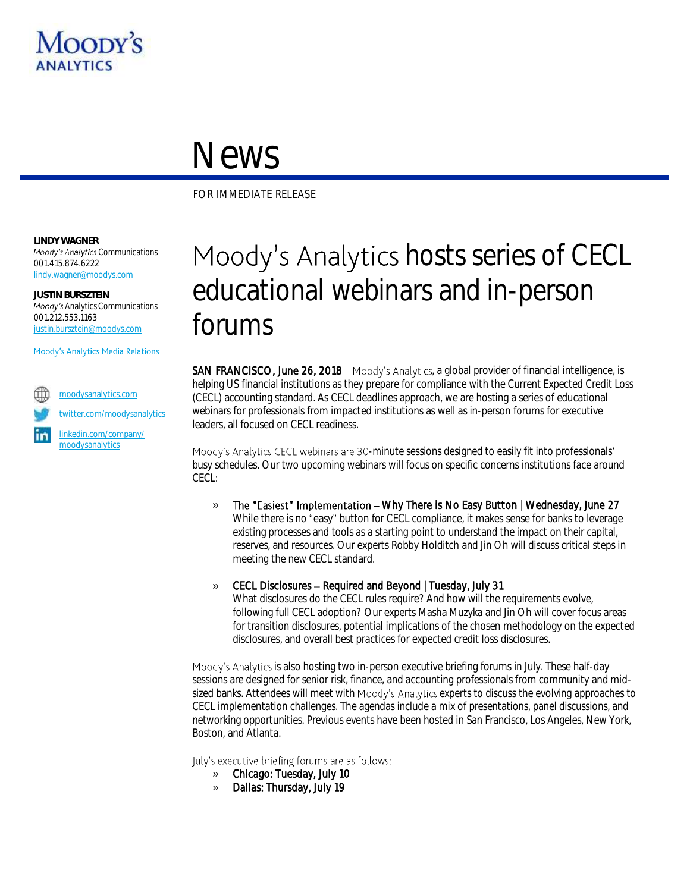Moody's Analytics

# News

FOR IMMEDIATE RELEASE

**LINDY WAGNER**
*Moody's Analytics* Communications
001.415.874.6222
lindy.wagner@moodys.com

**JUSTIN BURSZTEIN**
*Moody's* Analytics Communications
001.212.553.1163
justin.bursztein@moodys.com

Moody's Analytics Media Relations

moodysanalytics.com
twitter.com/moodysanalytics
linkedin.com/company/moodysanalytics

# Moody's Analytics hosts series of CECL educational webinars and in-person forums

SAN FRANCISCO, June 26, 2018 – Moody's Analytics, a global provider of financial intelligence, is helping US financial institutions as they prepare for compliance with the Current Expected Credit Loss (CECL) accounting standard. As CECL deadlines approach, we are hosting a series of educational webinars for professionals from impacted institutions as well as in-person forums for executive leaders, all focused on CECL readiness.

Moody's Analytics CECL webinars are 30-minute sessions designed to easily fit into professionals' busy schedules. Our two upcoming webinars will focus on specific concerns institutions face around CECL:

- **The "Easiest" Implementation – Why There is No Easy Button | Wednesday, June 27**
  While there is no "easy" button for CECL compliance, it makes sense for banks to leverage existing processes and tools as a starting point to understand the impact on their capital, reserves, and resources. Our experts Robby Holditch and Jin Oh will discuss critical steps in meeting the new CECL standard.

- **CECL Disclosures – Required and Beyond | Tuesday, July 31**
  What disclosures do the CECL rules require? And how will the requirements evolve, following full CECL adoption? Our experts Masha Muzyka and Jin Oh will cover focus areas for transition disclosures, potential implications of the chosen methodology on the expected disclosures, and overall best practices for expected credit loss disclosures.

Moody's Analytics is also hosting two in-person executive briefing forums in July. These half-day sessions are designed for senior risk, finance, and accounting professionals from community and mid-sized banks. Attendees will meet with Moody's Analytics experts to discuss the evolving approaches to CECL implementation challenges. The agendas include a mix of presentations, panel discussions, and networking opportunities. Previous events have been hosted in San Francisco, Los Angeles, New York, Boston, and Atlanta.

July's executive briefing forums are as follows:

- **Chicago: Tuesday, July 10**
- **Dallas: Thursday, July 19**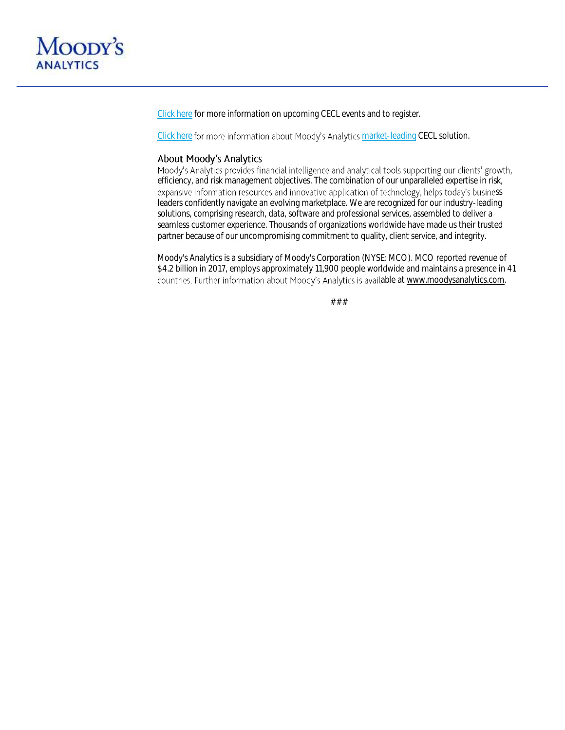Click here for more information on upcoming CECL events and to register.

Click here for more information about Moody's Analytics market-leading CECL solution.

## About Moody's Analytics

Moody's Analytics provides financial intelligence and analytical tools supporting our clients' growth, efficiency, and risk management objectives. The combination of our unparalleled expertise in risk, expansive information resources and innovative application of technology, helps today's business leaders confidently navigate an evolving marketplace. We are recognized for our industry-leading solutions, comprising research, data, software and professional services, assembled to deliver a seamless customer experience. Thousands of organizations worldwide have made us their trusted partner because of our uncompromising commitment to quality, client service, and integrity.

Moody's Analytics is a subsidiary of Moody's Corporation (NYSE: MCO). MCO reported revenue of $4.2 billion in 2017, employs approximately 11,900 people worldwide and maintains a presence in 41 countries. Further information about Moody's Analytics is available at www.moodysanalytics.com.

###